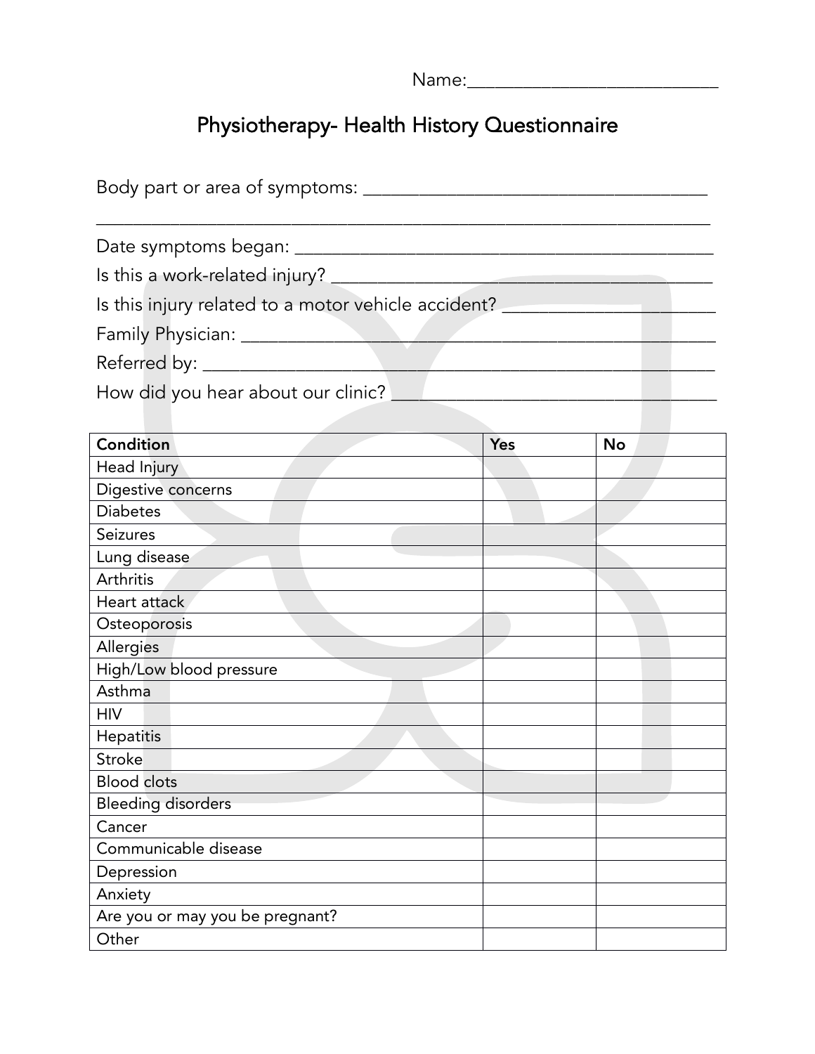Name:___________________________

# Physiotherapy- Health History Questionnaire

Body part or area of symptoms: _____________________________________

_______________________________________________________________

Date symptoms began: ___________________________________________

Is this a work-related injury? _______________________________________

Is this injury related to a motor vehicle accident? ______________________

Family Physician: _______________________________________________

Referred by: ___________________________________________________

How did you hear about our clinic? __________________________________

| Condition | Yes | No |
|---|---|---|
| Head Injury | | |
| Digestive concerns | | |
| Diabetes | | |
| Seizures | | |
| Lung disease | | |
| Arthritis | | |
| Heart attack | | |
| Osteoporosis | | |
| Allergies | | |
| High/Low blood pressure | | |
| Asthma | | |
| HIV | | |
| Hepatitis | | |
| Stroke | | |
| Blood clots | | |
| Bleeding disorders | | |
| Cancer | | |
| Communicable disease | | |
| Depression | | |
| Anxiety | | |
| Are you or may you be pregnant? | | |
| Other | | |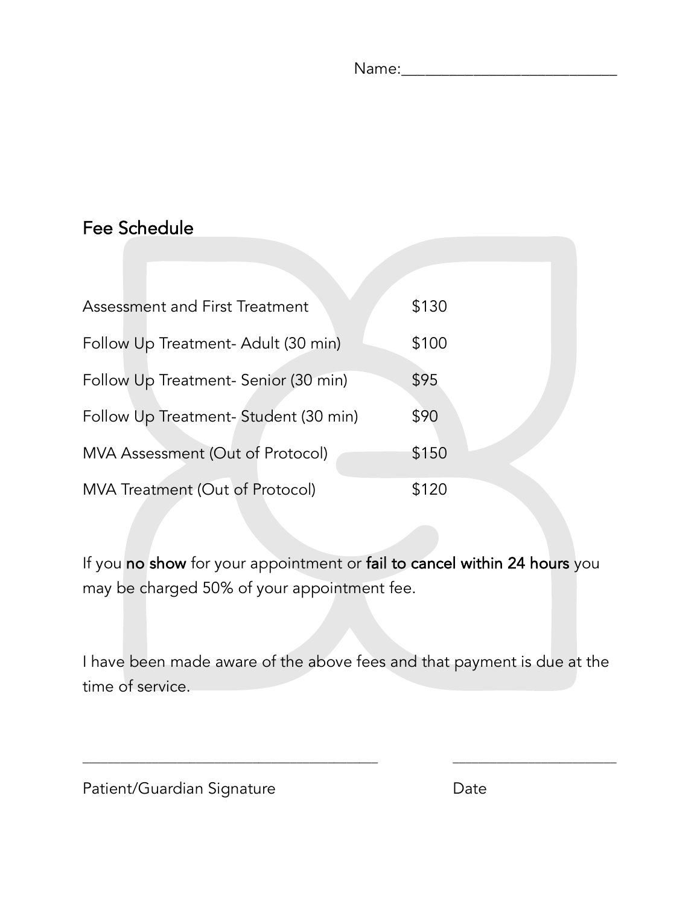Name:___________________________

## Fee Schedule

| Service | Fee |
| --- | --- |
| Assessment and First Treatment | $130 |
| Follow Up Treatment- Adult (30 min) | $100 |
| Follow Up Treatment- Senior (30 min) | $95 |
| Follow Up Treatment- Student (30 min) | $90 |
| MVA Assessment (Out of Protocol) | $150 |
| MVA Treatment (Out of Protocol) | $120 |

If you **no show** for your appointment or **fail to cancel within 24 hours** you may be charged 50% of your appointment fee.

I have been made aware of the above fees and that payment is due at the time of service.

_______________________________________ ______________________

Patient/Guardian Signature Date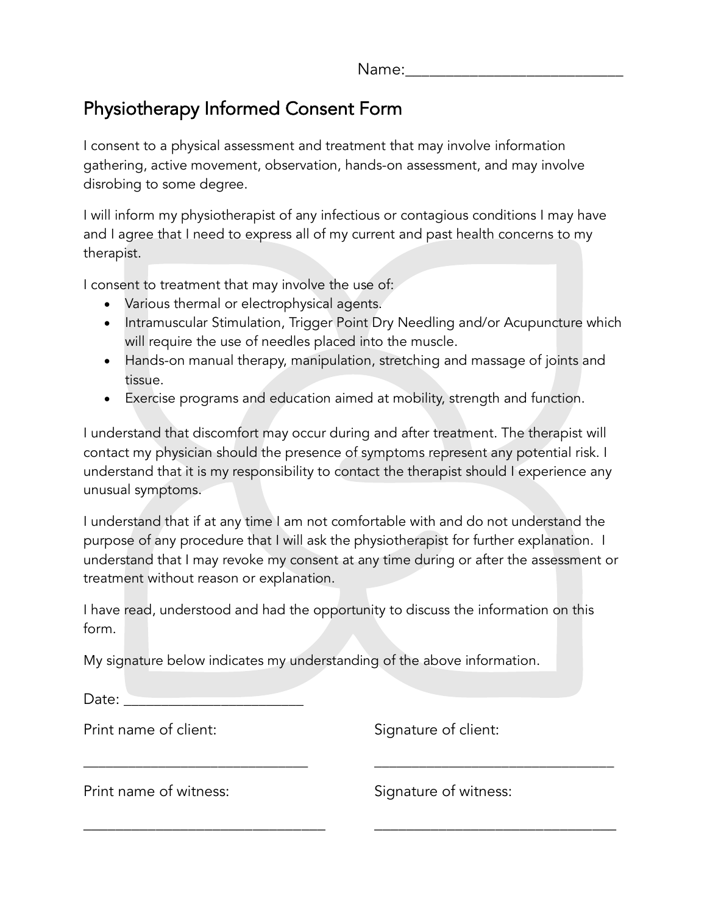Name:___________________________

# Physiotherapy Informed Consent Form

I consent to a physical assessment and treatment that may involve information gathering, active movement, observation, hands-on assessment, and may involve disrobing to some degree.

I will inform my physiotherapist of any infectious or contagious conditions I may have and I agree that I need to express all of my current and past health concerns to my therapist.

I consent to treatment that may involve the use of:

- Various thermal or electrophysical agents.
- Intramuscular Stimulation, Trigger Point Dry Needling and/or Acupuncture which will require the use of needles placed into the muscle.
- Hands-on manual therapy, manipulation, stretching and massage of joints and tissue.
- Exercise programs and education aimed at mobility, strength and function.

I understand that discomfort may occur during and after treatment. The therapist will contact my physician should the presence of symptoms represent any potential risk. I understand that it is my responsibility to contact the therapist should I experience any unusual symptoms.

I understand that if at any time I am not comfortable with and do not understand the purpose of any procedure that I will ask the physiotherapist for further explanation. I understand that I may revoke my consent at any time during or after the assessment or treatment without reason or explanation.

I have read, understood and had the opportunity to discuss the information on this form.

My signature below indicates my understanding of the above information.

Date: _______________________

Print name of client:

_____________________________

Signature of client:

_____________________________

Print name of witness:

_____________________________

Signature of witness:

_____________________________